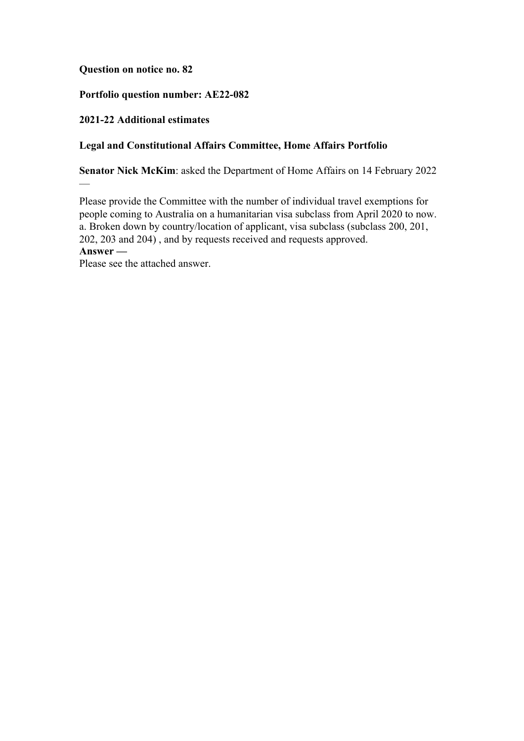**Question on notice no. 82**

**Portfolio question number: AE22-082**

**2021-22 Additional estimates**

**Legal and Constitutional Affairs Committee, Home Affairs Portfolio**

**Senator Nick McKim**: asked the Department of Home Affairs on 14 February 2022 —

Please provide the Committee with the number of individual travel exemptions for people coming to Australia on a humanitarian visa subclass from April 2020 to now.
a. Broken down by country/location of applicant, visa subclass (subclass 200, 201, 202, 203 and 204) , and by requests received and requests approved.

**Answer —**

Please see the attached answer.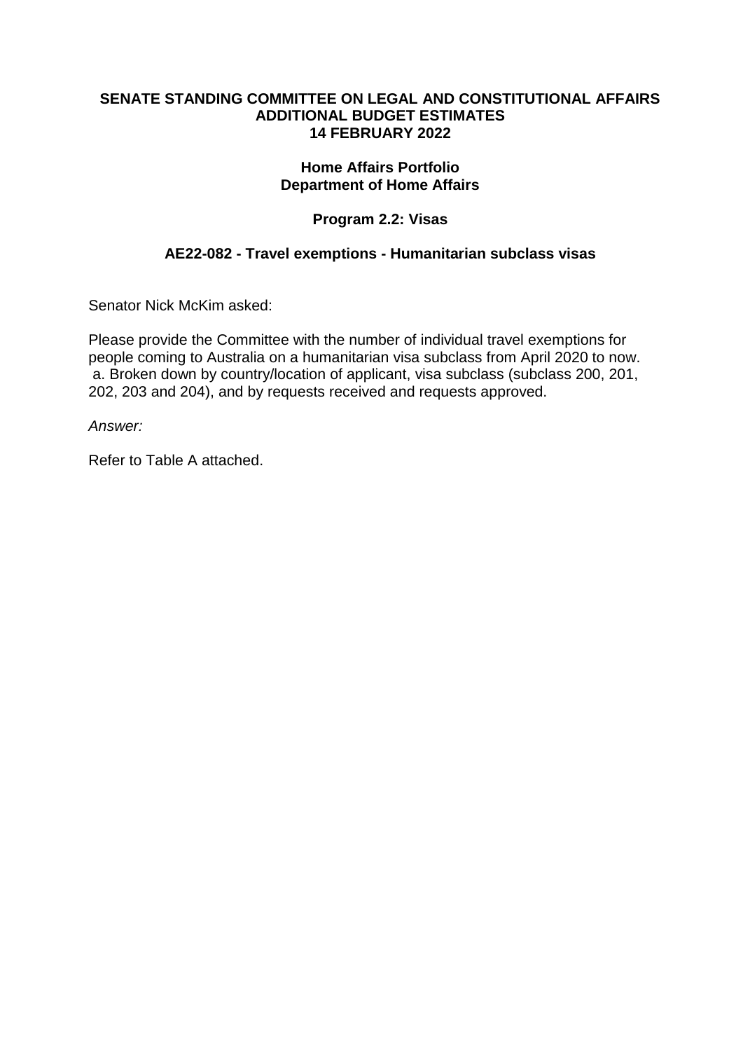**SENATE STANDING COMMITTEE ON LEGAL AND CONSTITUTIONAL AFFAIRS**
**ADDITIONAL BUDGET ESTIMATES**
**14 FEBRUARY 2022**

**Home Affairs Portfolio**
**Department of Home Affairs**

**Program 2.2: Visas**

**AE22-082 - Travel exemptions - Humanitarian subclass visas**

Senator Nick McKim asked:

Please provide the Committee with the number of individual travel exemptions for people coming to Australia on a humanitarian visa subclass from April 2020 to now.
a. Broken down by country/location of applicant, visa subclass (subclass 200, 201, 202, 203 and 204), and by requests received and requests approved.

*Answer:*

Refer to Table A attached.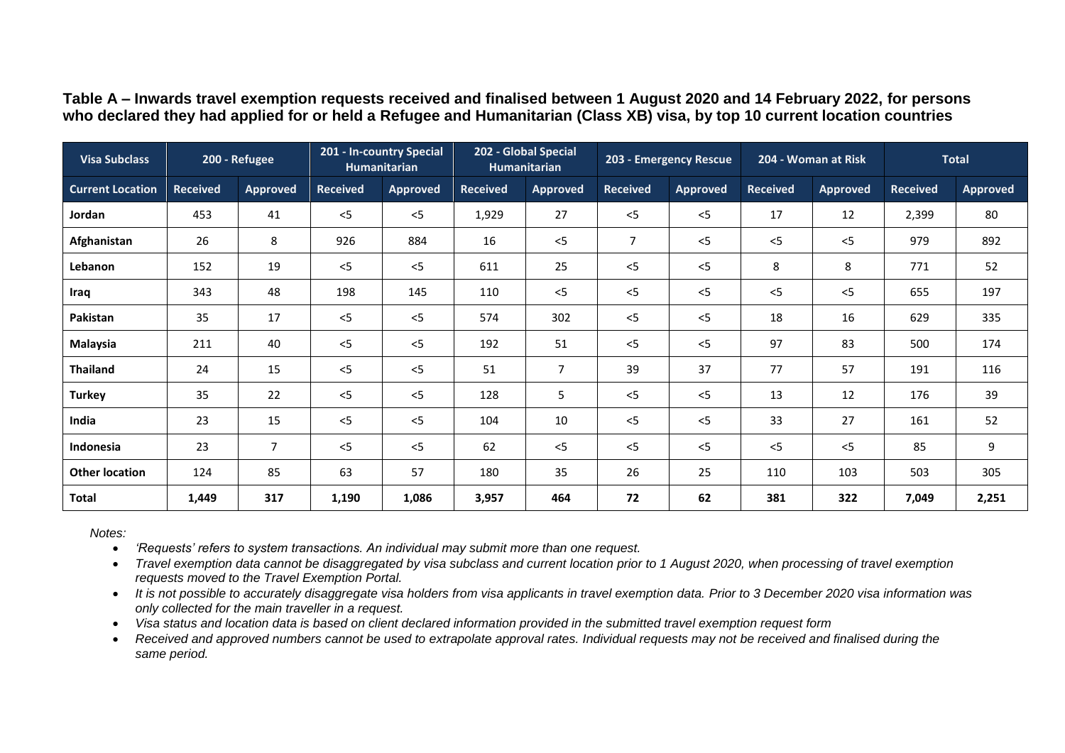**Table A – Inwards travel exemption requests received and finalised between 1 August 2020 and 14 February 2022, for persons who declared they had applied for or held a Refugee and Humanitarian (Class XB) visa, by top 10 current location countries**

| Visa Subclass | 200 - Refugee | | 201 - In-country Special Humanitarian | | 202 - Global Special Humanitarian | | 203 - Emergency Rescue | | 204 - Woman at Risk | | Total | |
|---|---|---|---|---|---|---|---|---|---|---|---|---|
| **Current Location** | **Received** | **Approved** | **Received** | **Approved** | **Received** | **Approved** | **Received** | **Approved** | **Received** | **Approved** | **Received** | **Approved** |
| **Jordan** | 453 | 41 | <5 | <5 | 1,929 | 27 | <5 | <5 | 17 | 12 | 2,399 | 80 |
| **Afghanistan** | 26 | 8 | 926 | 884 | 16 | <5 | 7 | <5 | <5 | <5 | 979 | 892 |
| **Lebanon** | 152 | 19 | <5 | <5 | 611 | 25 | <5 | <5 | 8 | 8 | 771 | 52 |
| **Iraq** | 343 | 48 | 198 | 145 | 110 | <5 | <5 | <5 | <5 | <5 | 655 | 197 |
| **Pakistan** | 35 | 17 | <5 | <5 | 574 | 302 | <5 | <5 | 18 | 16 | 629 | 335 |
| **Malaysia** | 211 | 40 | <5 | <5 | 192 | 51 | <5 | <5 | 97 | 83 | 500 | 174 |
| **Thailand** | 24 | 15 | <5 | <5 | 51 | 7 | 39 | 37 | 77 | 57 | 191 | 116 |
| **Turkey** | 35 | 22 | <5 | <5 | 128 | 5 | <5 | <5 | 13 | 12 | 176 | 39 |
| **India** | 23 | 15 | <5 | <5 | 104 | 10 | <5 | <5 | 33 | 27 | 161 | 52 |
| **Indonesia** | 23 | 7 | <5 | <5 | 62 | <5 | <5 | <5 | <5 | <5 | 85 | 9 |
| **Other location** | 124 | 85 | 63 | 57 | 180 | 35 | 26 | 25 | 110 | 103 | 503 | 305 |
| **Total** | **1,449** | **317** | **1,190** | **1,086** | **3,957** | **464** | **72** | **62** | **381** | **322** | **7,049** | **2,251** |

*Notes:*

- *'Requests' refers to system transactions. An individual may submit more than one request.*
- *Travel exemption data cannot be disaggregated by visa subclass and current location prior to 1 August 2020, when processing of travel exemption requests moved to the Travel Exemption Portal.*
- *It is not possible to accurately disaggregate visa holders from visa applicants in travel exemption data. Prior to 3 December 2020 visa information was only collected for the main traveller in a request.*
- *Visa status and location data is based on client declared information provided in the submitted travel exemption request form*
- *Received and approved numbers cannot be used to extrapolate approval rates. Individual requests may not be received and finalised during the same period.*